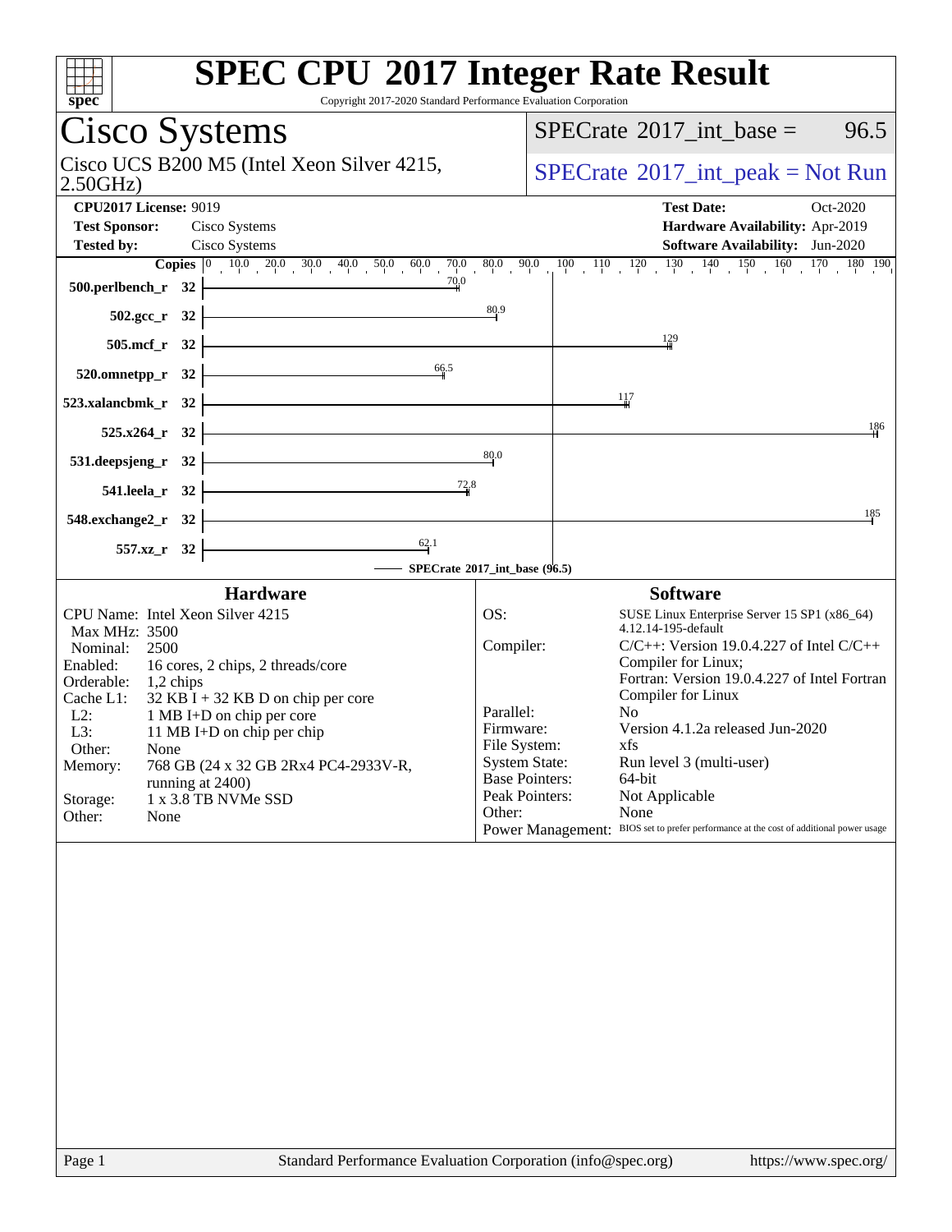# SPEC CPU 2017 Integer Rate Result

Copyright 2017-2020 Standard Performance Evaluation Corporation

## Cisco Systems

Cisco UCS B200 M5 (Intel Xeon Silver 4215, 2.50GHz)

SPECrate 2017_int_base = 96.5

SPECrate 2017_int_peak = Not Run

**CPU2017 License:** 9019
**Test Sponsor:** Cisco Systems
**Tested by:** Cisco Systems

**Test Date:** Oct-2020
**Hardware Availability:** Apr-2019
**Software Availability:** Jun-2020

| Benchmark | Copies | Base Ratio |
|---|---|---|
| 500.perlbench_r | 32 | 70.0 |
| 502.gcc_r | 32 | 80.9 |
| 505.mcf_r | 32 | 129 |
| 520.omnetpp_r | 32 | 66.5 |
| 523.xalancbmk_r | 32 | 117 |
| 525.x264_r | 32 | 186 |
| 531.deepsjeng_r | 32 | 80.0 |
| 541.leela_r | 32 | 72.8 |
| 548.exchange2_r | 32 | 185 |
| 557.xz_r | 32 | 62.1 |

SPECrate 2017_int_base (96.5)

### Hardware

- CPU Name: Intel Xeon Silver 4215
- Max MHz: 3500
- Nominal: 2500
- Enabled: 16 cores, 2 chips, 2 threads/core
- Orderable: 1,2 chips
- Cache L1: 32 KB I + 32 KB D on chip per core
- L2: 1 MB I+D on chip per core
- L3: 11 MB I+D on chip per chip
- Other: None
- Memory: 768 GB (24 x 32 GB 2Rx4 PC4-2933V-R, running at 2400)
- Storage: 1 x 3.8 TB NVMe SSD
- Other: None

### Software

- OS: SUSE Linux Enterprise Server 15 SP1 (x86_64) 4.12.14-195-default
- Compiler: C/C++: Version 19.0.4.227 of Intel C/C++ Compiler for Linux; Fortran: Version 19.0.4.227 of Intel Fortran Compiler for Linux
- Parallel: No
- Firmware: Version 4.1.2a released Jun-2020
- File System: xfs
- System State: Run level 3 (multi-user)
- Base Pointers: 64-bit
- Peak Pointers: Not Applicable
- Other: None
- Power Management: BIOS set to prefer performance at the cost of additional power usage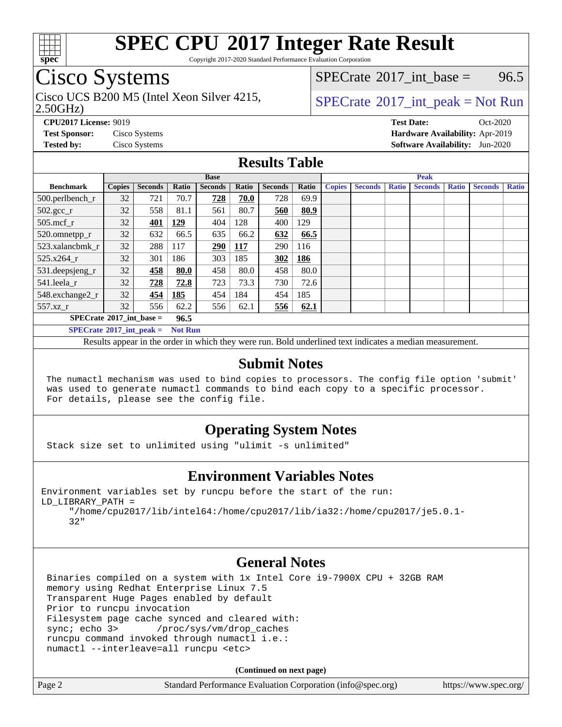# SPEC CPU 2017 Integer Rate Result

Copyright 2017-2020 Standard Performance Evaluation Corporation

## Cisco Systems

Cisco UCS B200 M5 (Intel Xeon Silver 4215, 2.50GHz)

SPECrate 2017_int_base = 96.5

SPECrate 2017_int_peak = Not Run

**CPU2017 License:** 9019
**Test Sponsor:** Cisco Systems
**Tested by:** Cisco Systems

**Test Date:** Oct-2020
**Hardware Availability:** Apr-2019
**Software Availability:** Jun-2020

## Results Table

| Benchmark | Base | | | | | | | Peak | | | | | | |
|---|---|---|---|---|---|---|---|---|---|---|---|---|---|---|
| | Copies | Seconds | Ratio | Seconds | Ratio | Seconds | Ratio | Copies | Seconds | Ratio | Seconds | Ratio | Seconds | Ratio |
| 500.perlbench_r | 32 | 721 | 70.7 | **728** | **70.0** | 728 | 69.9 | | | | | | | |
| 502.gcc_r | 32 | 558 | 81.1 | 561 | 80.7 | **560** | **80.9** | | | | | | | |
| 505.mcf_r | 32 | **401** | **129** | 404 | 128 | 400 | 129 | | | | | | | |
| 520.omnetpp_r | 32 | 632 | 66.5 | 635 | 66.2 | **632** | **66.5** | | | | | | | |
| 523.xalancbmk_r | 32 | 288 | 117 | **290** | **117** | 290 | 116 | | | | | | | |
| 525.x264_r | 32 | 301 | 186 | 303 | 185 | **302** | **186** | | | | | | | |
| 531.deepsjeng_r | 32 | **458** | **80.0** | 458 | 80.0 | 458 | 80.0 | | | | | | | |
| 541.leela_r | 32 | **728** | **72.8** | 723 | 73.3 | 730 | 72.6 | | | | | | | |
| 548.exchange2_r | 32 | **454** | **185** | 454 | 184 | 454 | 185 | | | | | | | |
| 557.xz_r | 32 | 556 | 62.2 | 556 | 62.1 | **556** | **62.1** | | | | | | | |

**SPECrate 2017_int_base = 96.5**

**SPECrate 2017_int_peak = Not Run**

Results appear in the order in which they were run. Bold underlined text indicates a median measurement.

## Submit Notes

```
The numactl mechanism was used to bind copies to processors. The config file option 'submit'
was used to generate numactl commands to bind each copy to a specific processor.
For details, please see the config file.
```

## Operating System Notes

```
Stack size set to unlimited using "ulimit -s unlimited"
```

## Environment Variables Notes

```
Environment variables set by runcpu before the start of the run:
LD_LIBRARY_PATH =
     "/home/cpu2017/lib/intel64:/home/cpu2017/lib/ia32:/home/cpu2017/je5.0.1-
     32"
```

## General Notes

```
Binaries compiled on a system with 1x Intel Core i9-7900X CPU + 32GB RAM
memory using Redhat Enterprise Linux 7.5
Transparent Huge Pages enabled by default
Prior to runcpu invocation
Filesystem page cache synced and cleared with:
sync; echo 3>       /proc/sys/vm/drop_caches
runcpu command invoked through numactl i.e.:
numactl --interleave=all runcpu <etc>
```

**(Continued on next page)**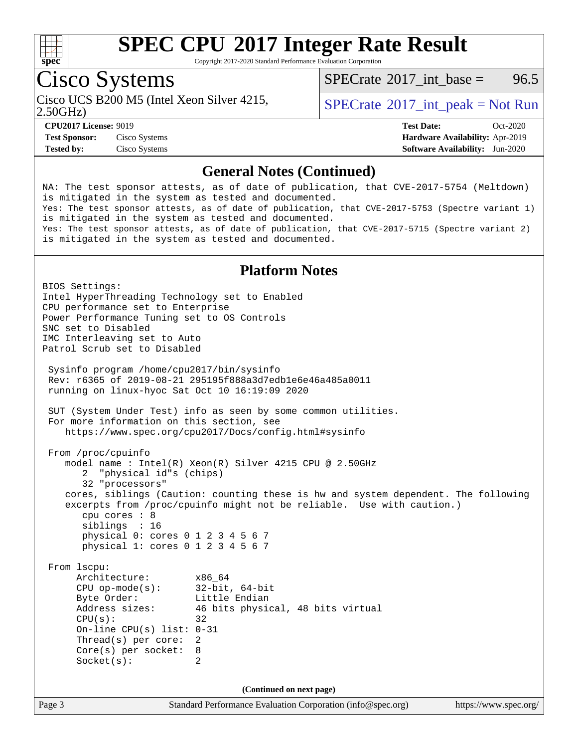## General Notes (Continued)

```
NA: The test sponsor attests, as of date of publication, that CVE-2017-5754 (Meltdown)
is mitigated in the system as tested and documented.
Yes: The test sponsor attests, as of date of publication, that CVE-2017-5753 (Spectre variant 1)
is mitigated in the system as tested and documented.
Yes: The test sponsor attests, as of date of publication, that CVE-2017-5715 (Spectre variant 2)
is mitigated in the system as tested and documented.
```

## Platform Notes

```
BIOS Settings:
Intel HyperThreading Technology set to Enabled
CPU performance set to Enterprise
Power Performance Tuning set to OS Controls
SNC set to Disabled
IMC Interleaving set to Auto
Patrol Scrub set to Disabled

 Sysinfo program /home/cpu2017/bin/sysinfo
 Rev: r6365 of 2019-08-21 295195f888a3d7edb1e6e46a485a0011
 running on linux-hyoc Sat Oct 10 16:19:09 2020

 SUT (System Under Test) info as seen by some common utilities.
 For more information on this section, see
    https://www.spec.org/cpu2017/Docs/config.html#sysinfo

 From /proc/cpuinfo
    model name : Intel(R) Xeon(R) Silver 4215 CPU @ 2.50GHz
       2  "physical id"s (chips)
       32 "processors"
    cores, siblings (Caution: counting these is hw and system dependent. The following
    excerpts from /proc/cpuinfo might not be reliable.  Use with caution.)
       cpu cores : 8
       siblings  : 16
       physical 0: cores 0 1 2 3 4 5 6 7
       physical 1: cores 0 1 2 3 4 5 6 7

 From lscpu:
      Architecture:        x86_64
      CPU op-mode(s):      32-bit, 64-bit
      Byte Order:          Little Endian
      Address sizes:       46 bits physical, 48 bits virtual
      CPU(s):              32
      On-line CPU(s) list: 0-31
      Thread(s) per core:  2
      Core(s) per socket:  8
      Socket(s):           2
```

(Continued on next page)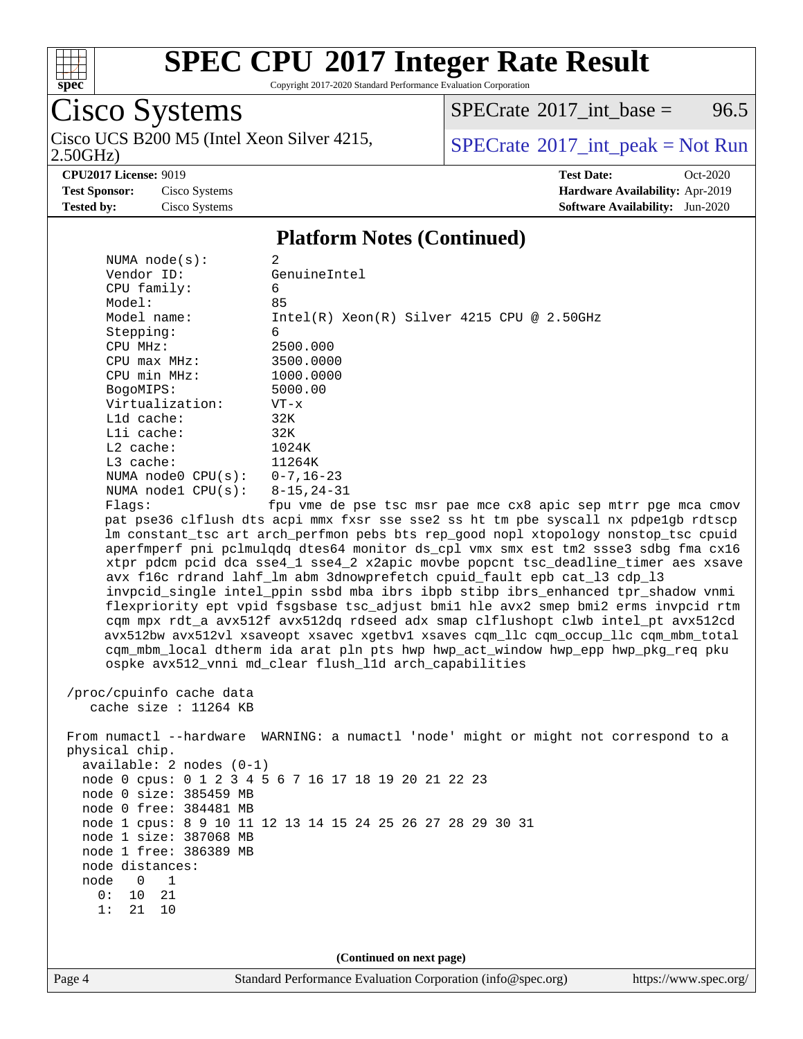# SPEC CPU 2017 Integer Rate Result

Copyright 2017-2020 Standard Performance Evaluation Corporation

## Cisco Systems

Cisco UCS B200 M5 (Intel Xeon Silver 4215, 2.50GHz)

SPECrate 2017_int_base = 96.5

SPECrate 2017_int_peak = Not Run

**CPU2017 License:** 9019
**Test Sponsor:** Cisco Systems
**Tested by:** Cisco Systems

**Test Date:** Oct-2020
**Hardware Availability:** Apr-2019
**Software Availability:** Jun-2020

### Platform Notes (Continued)

```
     NUMA node(s):        2
     Vendor ID:           GenuineIntel
     CPU family:          6
     Model:               85
     Model name:          Intel(R) Xeon(R) Silver 4215 CPU @ 2.50GHz
     Stepping:            6
     CPU MHz:             2500.000
     CPU max MHz:         3500.0000
     CPU min MHz:         1000.0000
     BogoMIPS:            5000.00
     Virtualization:      VT-x
     L1d cache:           32K
     L1i cache:           32K
     L2 cache:            1024K
     L3 cache:            11264K
     NUMA node0 CPU(s):   0-7,16-23
     NUMA node1 CPU(s):   8-15,24-31
     Flags:               fpu vme de pse tsc msr pae mce cx8 apic sep mtrr pge mca cmov
     pat pse36 clflush dts acpi mmx fxsr sse sse2 ss ht tm pbe syscall nx pdpe1gb rdtscp
     lm constant_tsc art arch_perfmon pebs bts rep_good nopl xtopology nonstop_tsc cpuid
     aperfmperf pni pclmulqdq dtes64 monitor ds_cpl vmx smx est tm2 ssse3 sdbg fma cx16
     xtpr pdcm pcid dca sse4_1 sse4_2 x2apic movbe popcnt tsc_deadline_timer aes xsave
     avx f16c rdrand lahf_lm abm 3dnowprefetch cpuid_fault epb cat_l3 cdp_l3
     invpcid_single intel_ppin ssbd mba ibrs ibpb stibp ibrs_enhanced tpr_shadow vnmi
     flexpriority ept vpid fsgsbase tsc_adjust bmi1 hle avx2 smep bmi2 erms invpcid rtm
     cqm mpx rdt_a avx512f avx512dq rdseed adx smap clflushopt clwb intel_pt avx512cd
     avx512bw avx512vl xsaveopt xsavec xgetbv1 xsaves cqm_llc cqm_occup_llc cqm_mbm_total
     cqm_mbm_local dtherm ida arat pln pts hwp hwp_act_window hwp_epp hwp_pkg_req pku
     ospke avx512_vnni md_clear flush_l1d arch_capabilities

 /proc/cpuinfo cache data
    cache size : 11264 KB

 From numactl --hardware  WARNING: a numactl 'node' might or might not correspond to a
 physical chip.
   available: 2 nodes (0-1)
   node 0 cpus: 0 1 2 3 4 5 6 7 16 17 18 19 20 21 22 23
   node 0 size: 385459 MB
   node 0 free: 384481 MB
   node 1 cpus: 8 9 10 11 12 13 14 15 24 25 26 27 28 29 30 31
   node 1 size: 387068 MB
   node 1 free: 386389 MB
   node distances:
   node   0   1
     0:  10  21
     1:  21  10
```

(Continued on next page)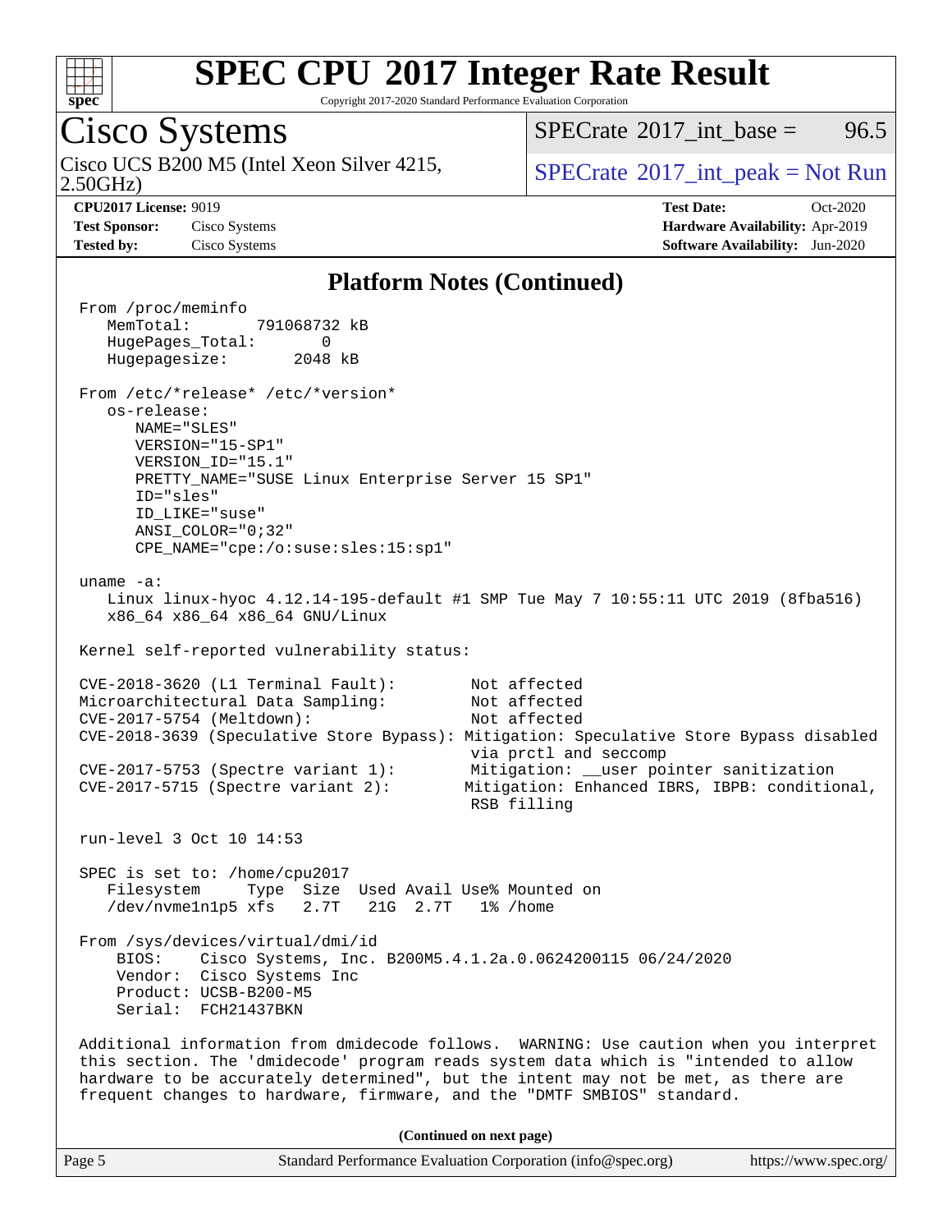# SPEC CPU 2017 Integer Rate Result

Copyright 2017-2020 Standard Performance Evaluation Corporation

## Cisco Systems

Cisco UCS B200 M5 (Intel Xeon Silver 4215, 2.50GHz)

SPECrate 2017_int_base = 96.5

SPECrate 2017_int_peak = Not Run

**CPU2017 License:** 9019
**Test Sponsor:** Cisco Systems
**Tested by:** Cisco Systems

**Test Date:** Oct-2020
**Hardware Availability:** Apr-2019
**Software Availability:** Jun-2020

### Platform Notes (Continued)

```
From /proc/meminfo
   MemTotal:       791068732 kB
   HugePages_Total:       0
   Hugepagesize:       2048 kB

From /etc/*release* /etc/*version*
   os-release:
      NAME="SLES"
      VERSION="15-SP1"
      VERSION_ID="15.1"
      PRETTY_NAME="SUSE Linux Enterprise Server 15 SP1"
      ID="sles"
      ID_LIKE="suse"
      ANSI_COLOR="0;32"
      CPE_NAME="cpe:/o:suse:sles:15:sp1"

uname -a:
   Linux linux-hyoc 4.12.14-195-default #1 SMP Tue May 7 10:55:11 UTC 2019 (8fba516)
   x86_64 x86_64 x86_64 GNU/Linux

Kernel self-reported vulnerability status:

CVE-2018-3620 (L1 Terminal Fault):        Not affected
Microarchitectural Data Sampling:         Not affected
CVE-2017-5754 (Meltdown):                 Not affected
CVE-2018-3639 (Speculative Store Bypass): Mitigation: Speculative Store Bypass disabled
                                          via prctl and seccomp
CVE-2017-5753 (Spectre variant 1):        Mitigation: __user pointer sanitization
CVE-2017-5715 (Spectre variant 2):        Mitigation: Enhanced IBRS, IBPB: conditional,
                                          RSB filling

run-level 3 Oct 10 14:53

SPEC is set to: /home/cpu2017
   Filesystem     Type  Size  Used Avail Use% Mounted on
   /dev/nvme1n1p5 xfs   2.7T   21G  2.7T   1% /home

From /sys/devices/virtual/dmi/id
    BIOS:    Cisco Systems, Inc. B200M5.4.1.2a.0.0624200115 06/24/2020
    Vendor:  Cisco Systems Inc
    Product: UCSB-B200-M5
    Serial:  FCH21437BKN

Additional information from dmidecode follows.  WARNING: Use caution when you interpret
this section. The 'dmidecode' program reads system data which is "intended to allow
hardware to be accurately determined", but the intent may not be met, as there are
frequent changes to hardware, firmware, and the "DMTF SMBIOS" standard.
```

(Continued on next page)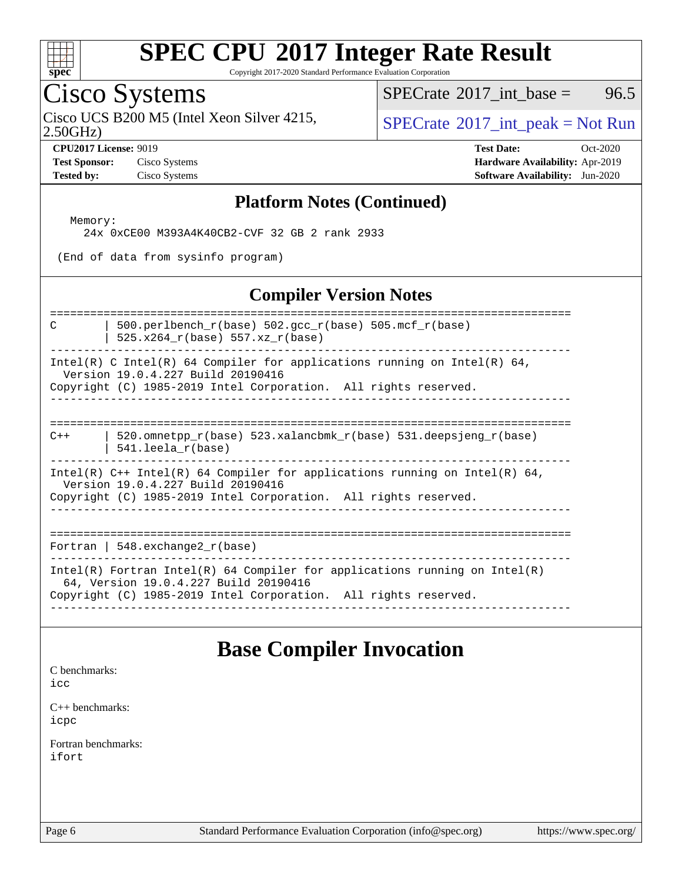## Platform Notes (Continued)

```
  Memory:
    24x 0xCE00 M393A4K40CB2-CVF 32 GB 2 rank 2933

 (End of data from sysinfo program)
```

## Compiler Version Notes

```
==============================================================================
C       | 500.perlbench_r(base) 502.gcc_r(base) 505.mcf_r(base)
        | 525.x264_r(base) 557.xz_r(base)
------------------------------------------------------------------------------
Intel(R) C Intel(R) 64 Compiler for applications running on Intel(R) 64,
  Version 19.0.4.227 Build 20190416
Copyright (C) 1985-2019 Intel Corporation.  All rights reserved.
------------------------------------------------------------------------------

==============================================================================
C++     | 520.omnetpp_r(base) 523.xalancbmk_r(base) 531.deepsjeng_r(base)
        | 541.leela_r(base)
------------------------------------------------------------------------------
Intel(R) C++ Intel(R) 64 Compiler for applications running on Intel(R) 64,
  Version 19.0.4.227 Build 20190416
Copyright (C) 1985-2019 Intel Corporation.  All rights reserved.
------------------------------------------------------------------------------

==============================================================================
Fortran | 548.exchange2_r(base)
------------------------------------------------------------------------------
Intel(R) Fortran Intel(R) 64 Compiler for applications running on Intel(R)
  64, Version 19.0.4.227 Build 20190416
Copyright (C) 1985-2019 Intel Corporation.  All rights reserved.
------------------------------------------------------------------------------
```

# Base Compiler Invocation

C benchmarks:
icc

C++ benchmarks:
icpc

Fortran benchmarks:
ifort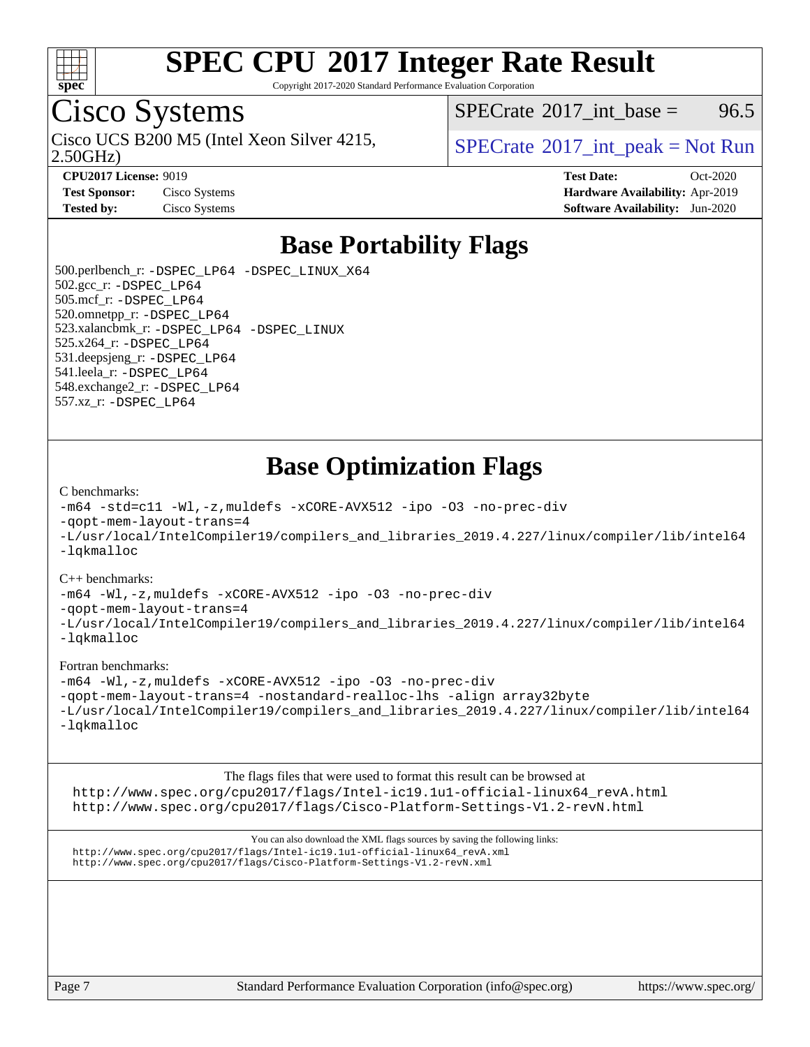# SPEC CPU 2017 Integer Rate Result

Copyright 2017-2020 Standard Performance Evaluation Corporation

## Cisco Systems

Cisco UCS B200 M5 (Intel Xeon Silver 4215, 2.50GHz)

SPECrate 2017_int_base = 96.5

SPECrate 2017_int_peak = Not Run

**CPU2017 License:** 9019
**Test Sponsor:** Cisco Systems
**Tested by:** Cisco Systems

**Test Date:** Oct-2020
**Hardware Availability:** Apr-2019
**Software Availability:** Jun-2020

## Base Portability Flags

500.perlbench_r: -DSPEC_LP64 -DSPEC_LINUX_X64
502.gcc_r: -DSPEC_LP64
505.mcf_r: -DSPEC_LP64
520.omnetpp_r: -DSPEC_LP64
523.xalancbmk_r: -DSPEC_LP64 -DSPEC_LINUX
525.x264_r: -DSPEC_LP64
531.deepsjeng_r: -DSPEC_LP64
541.leela_r: -DSPEC_LP64
548.exchange2_r: -DSPEC_LP64
557.xz_r: -DSPEC_LP64

## Base Optimization Flags

C benchmarks:

```
-m64 -std=c11 -Wl,-z,muldefs -xCORE-AVX512 -ipo -O3 -no-prec-div
-qopt-mem-layout-trans=4
-L/usr/local/IntelCompiler19/compilers_and_libraries_2019.4.227/linux/compiler/lib/intel64
-lqkmalloc
```

C++ benchmarks:

```
-m64 -Wl,-z,muldefs -xCORE-AVX512 -ipo -O3 -no-prec-div
-qopt-mem-layout-trans=4
-L/usr/local/IntelCompiler19/compilers_and_libraries_2019.4.227/linux/compiler/lib/intel64
-lqkmalloc
```

Fortran benchmarks:

```
-m64 -Wl,-z,muldefs -xCORE-AVX512 -ipo -O3 -no-prec-div
-qopt-mem-layout-trans=4 -nostandard-realloc-lhs -align array32byte
-L/usr/local/IntelCompiler19/compilers_and_libraries_2019.4.227/linux/compiler/lib/intel64
-lqkmalloc
```

The flags files that were used to format this result can be browsed at
http://www.spec.org/cpu2017/flags/Intel-ic19.1u1-official-linux64_revA.html
http://www.spec.org/cpu2017/flags/Cisco-Platform-Settings-V1.2-revN.html

You can also download the XML flags sources by saving the following links:
http://www.spec.org/cpu2017/flags/Intel-ic19.1u1-official-linux64_revA.xml
http://www.spec.org/cpu2017/flags/Cisco-Platform-Settings-V1.2-revN.xml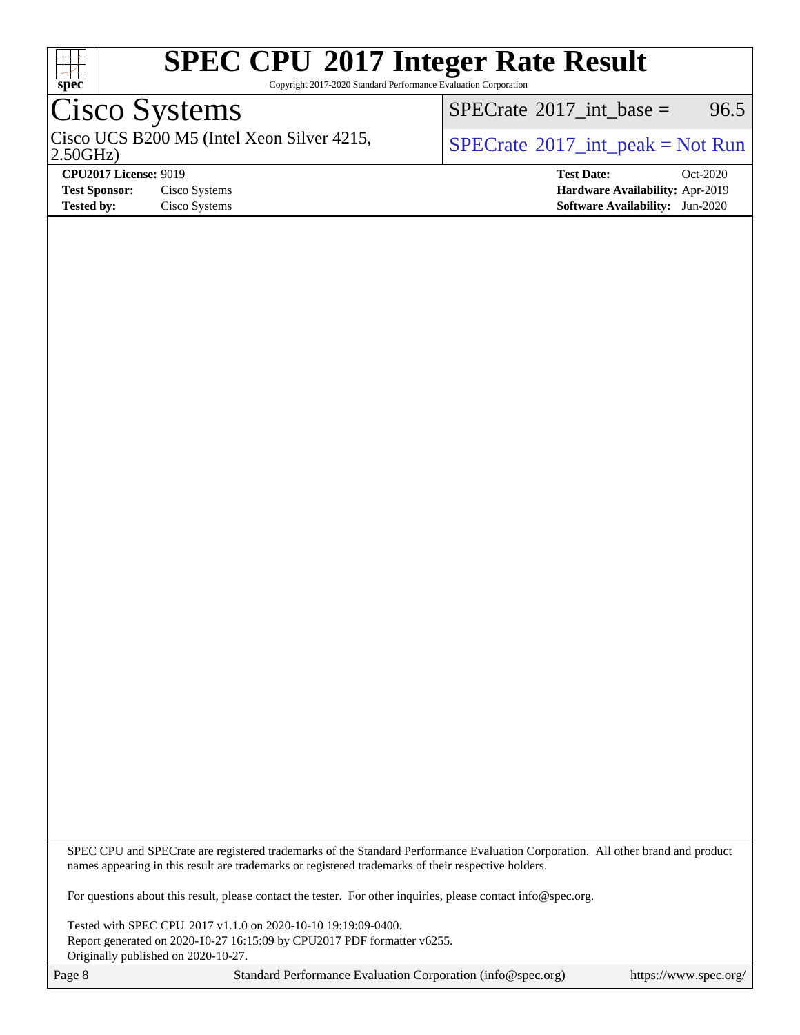# SPEC CPU 2017 Integer Rate Result

Copyright 2017-2020 Standard Performance Evaluation Corporation

## Cisco Systems

Cisco UCS B200 M5 (Intel Xeon Silver 4215, 2.50GHz)

SPECrate 2017_int_base = 96.5

SPECrate 2017_int_peak = Not Run

**CPU2017 License:** 9019
**Test Sponsor:** Cisco Systems
**Tested by:** Cisco Systems

**Test Date:** Oct-2020
**Hardware Availability:** Apr-2019
**Software Availability:** Jun-2020

SPEC CPU and SPECrate are registered trademarks of the Standard Performance Evaluation Corporation. All other brand and product names appearing in this result are trademarks or registered trademarks of their respective holders.

For questions about this result, please contact the tester. For other inquiries, please contact info@spec.org.

Tested with SPEC CPU 2017 v1.1.0 on 2020-10-10 19:19:09-0400.
Report generated on 2020-10-27 16:15:09 by CPU2017 PDF formatter v6255.
Originally published on 2020-10-27.